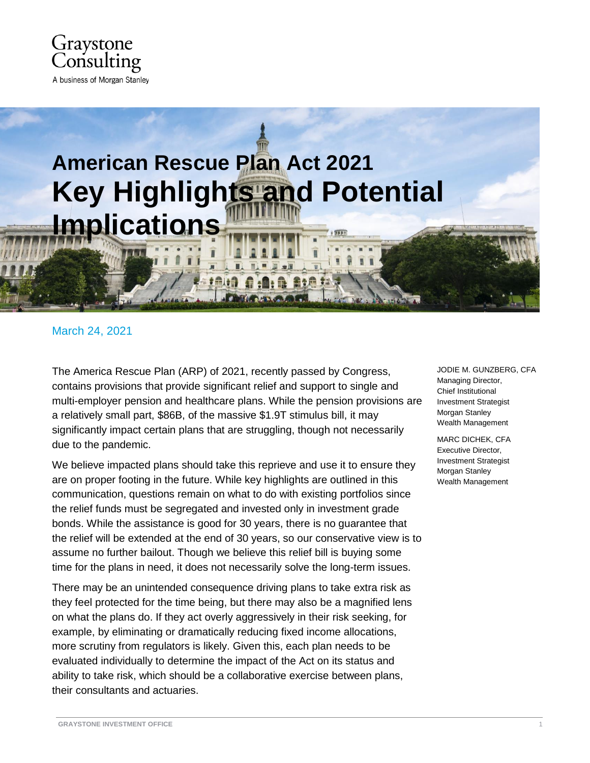Graystone Consulting
A business of Morgan Stanley

# American Rescue Plan Act 2021
# Key Highlights and Potential Implications

March 24, 2021

JODIE M. GUNZBERG, CFA
Managing Director,
Chief Institutional Investment Strategist
Morgan Stanley Wealth Management

MARC DICHEK, CFA
Executive Director,
Investment Strategist
Morgan Stanley Wealth Management

The America Rescue Plan (ARP) of 2021, recently passed by Congress, contains provisions that provide significant relief and support to single and multi-employer pension and healthcare plans. While the pension provisions are a relatively small part, $86B, of the massive $1.9T stimulus bill, it may significantly impact certain plans that are struggling, though not necessarily due to the pandemic.

We believe impacted plans should take this reprieve and use it to ensure they are on proper footing in the future. While key highlights are outlined in this communication, questions remain on what to do with existing portfolios since the relief funds must be segregated and invested only in investment grade bonds. While the assistance is good for 30 years, there is no guarantee that the relief will be extended at the end of 30 years, so our conservative view is to assume no further bailout. Though we believe this relief bill is buying some time for the plans in need, it does not necessarily solve the long-term issues.

There may be an unintended consequence driving plans to take extra risk as they feel protected for the time being, but there may also be a magnified lens on what the plans do. If they act overly aggressively in their risk seeking, for example, by eliminating or dramatically reducing fixed income allocations, more scrutiny from regulators is likely. Given this, each plan needs to be evaluated individually to determine the impact of the Act on its status and ability to take risk, which should be a collaborative exercise between plans, their consultants and actuaries.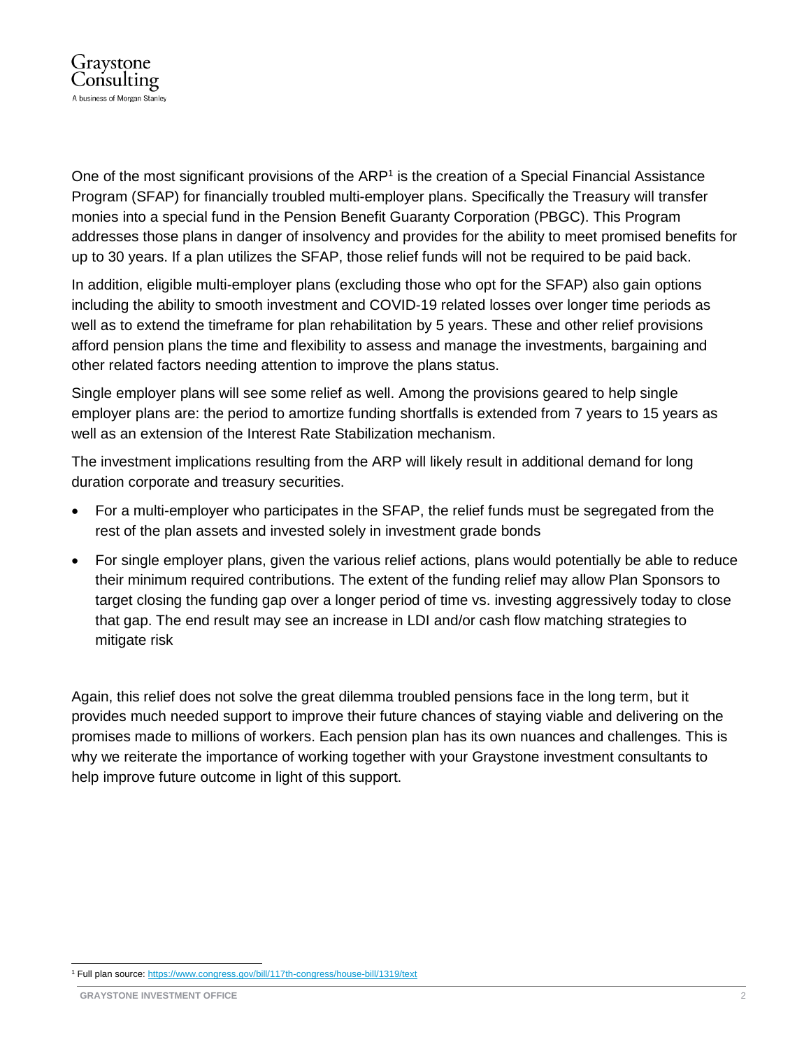One of the most significant provisions of the ARP[1] is the creation of a Special Financial Assistance Program (SFAP) for financially troubled multi-employer plans. Specifically the Treasury will transfer monies into a special fund in the Pension Benefit Guaranty Corporation (PBGC). This Program addresses those plans in danger of insolvency and provides for the ability to meet promised benefits for up to 30 years. If a plan utilizes the SFAP, those relief funds will not be required to be paid back.

In addition, eligible multi-employer plans (excluding those who opt for the SFAP) also gain options including the ability to smooth investment and COVID-19 related losses over longer time periods as well as to extend the timeframe for plan rehabilitation by 5 years. These and other relief provisions afford pension plans the time and flexibility to assess and manage the investments, bargaining and other related factors needing attention to improve the plans status.

Single employer plans will see some relief as well. Among the provisions geared to help single employer plans are: the period to amortize funding shortfalls is extended from 7 years to 15 years as well as an extension of the Interest Rate Stabilization mechanism.

The investment implications resulting from the ARP will likely result in additional demand for long duration corporate and treasury securities.

- For a multi-employer who participates in the SFAP, the relief funds must be segregated from the rest of the plan assets and invested solely in investment grade bonds
- For single employer plans, given the various relief actions, plans would potentially be able to reduce their minimum required contributions. The extent of the funding relief may allow Plan Sponsors to target closing the funding gap over a longer period of time vs. investing aggressively today to close that gap. The end result may see an increase in LDI and/or cash flow matching strategies to mitigate risk

Again, this relief does not solve the great dilemma troubled pensions face in the long term, but it provides much needed support to improve their future chances of staying viable and delivering on the promises made to millions of workers. Each pension plan has its own nuances and challenges. This is why we reiterate the importance of working together with your Graystone investment consultants to help improve future outcome in light of this support.

[1] Full plan source: https://www.congress.gov/bill/117th-congress/house-bill/1319/text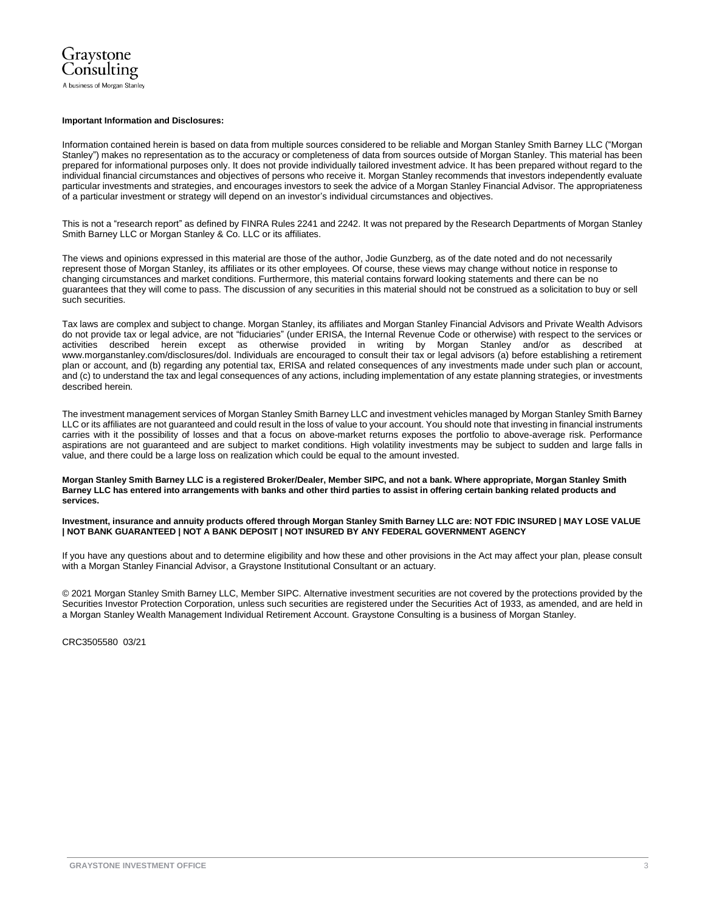Graystone Consulting
A business of Morgan Stanley

**Important Information and Disclosures:**

Information contained herein is based on data from multiple sources considered to be reliable and Morgan Stanley Smith Barney LLC ("Morgan Stanley") makes no representation as to the accuracy or completeness of data from sources outside of Morgan Stanley. This material has been prepared for informational purposes only. It does not provide individually tailored investment advice. It has been prepared without regard to the individual financial circumstances and objectives of persons who receive it. Morgan Stanley recommends that investors independently evaluate particular investments and strategies, and encourages investors to seek the advice of a Morgan Stanley Financial Advisor. The appropriateness of a particular investment or strategy will depend on an investor's individual circumstances and objectives.

This is not a "research report" as defined by FINRA Rules 2241 and 2242. It was not prepared by the Research Departments of Morgan Stanley Smith Barney LLC or Morgan Stanley & Co. LLC or its affiliates.

The views and opinions expressed in this material are those of the author, Jodie Gunzberg, as of the date noted and do not necessarily represent those of Morgan Stanley, its affiliates or its other employees. Of course, these views may change without notice in response to changing circumstances and market conditions. Furthermore, this material contains forward looking statements and there can be no guarantees that they will come to pass. The discussion of any securities in this material should not be construed as a solicitation to buy or sell such securities.

Tax laws are complex and subject to change. Morgan Stanley, its affiliates and Morgan Stanley Financial Advisors and Private Wealth Advisors do not provide tax or legal advice, are not "fiduciaries" (under ERISA, the Internal Revenue Code or otherwise) with respect to the services or activities described herein except as otherwise provided in writing by Morgan Stanley and/or as described at www.morganstanley.com/disclosures/dol. Individuals are encouraged to consult their tax or legal advisors (a) before establishing a retirement plan or account, and (b) regarding any potential tax, ERISA and related consequences of any investments made under such plan or account, and (c) to understand the tax and legal consequences of any actions, including implementation of any estate planning strategies, or investments described herein.

The investment management services of Morgan Stanley Smith Barney LLC and investment vehicles managed by Morgan Stanley Smith Barney LLC or its affiliates are not guaranteed and could result in the loss of value to your account. You should note that investing in financial instruments carries with it the possibility of losses and that a focus on above-market returns exposes the portfolio to above-average risk. Performance aspirations are not guaranteed and are subject to market conditions. High volatility investments may be subject to sudden and large falls in value, and there could be a large loss on realization which could be equal to the amount invested.

**Morgan Stanley Smith Barney LLC is a registered Broker/Dealer, Member SIPC, and not a bank. Where appropriate, Morgan Stanley Smith Barney LLC has entered into arrangements with banks and other third parties to assist in offering certain banking related products and services.**

**Investment, insurance and annuity products offered through Morgan Stanley Smith Barney LLC are: NOT FDIC INSURED | MAY LOSE VALUE | NOT BANK GUARANTEED | NOT A BANK DEPOSIT | NOT INSURED BY ANY FEDERAL GOVERNMENT AGENCY**

If you have any questions about and to determine eligibility and how these and other provisions in the Act may affect your plan, please consult with a Morgan Stanley Financial Advisor, a Graystone Institutional Consultant or an actuary.

© 2021 Morgan Stanley Smith Barney LLC, Member SIPC. Alternative investment securities are not covered by the protections provided by the Securities Investor Protection Corporation, unless such securities are registered under the Securities Act of 1933, as amended, and are held in a Morgan Stanley Wealth Management Individual Retirement Account. Graystone Consulting is a business of Morgan Stanley.

CRC3505580 03/21